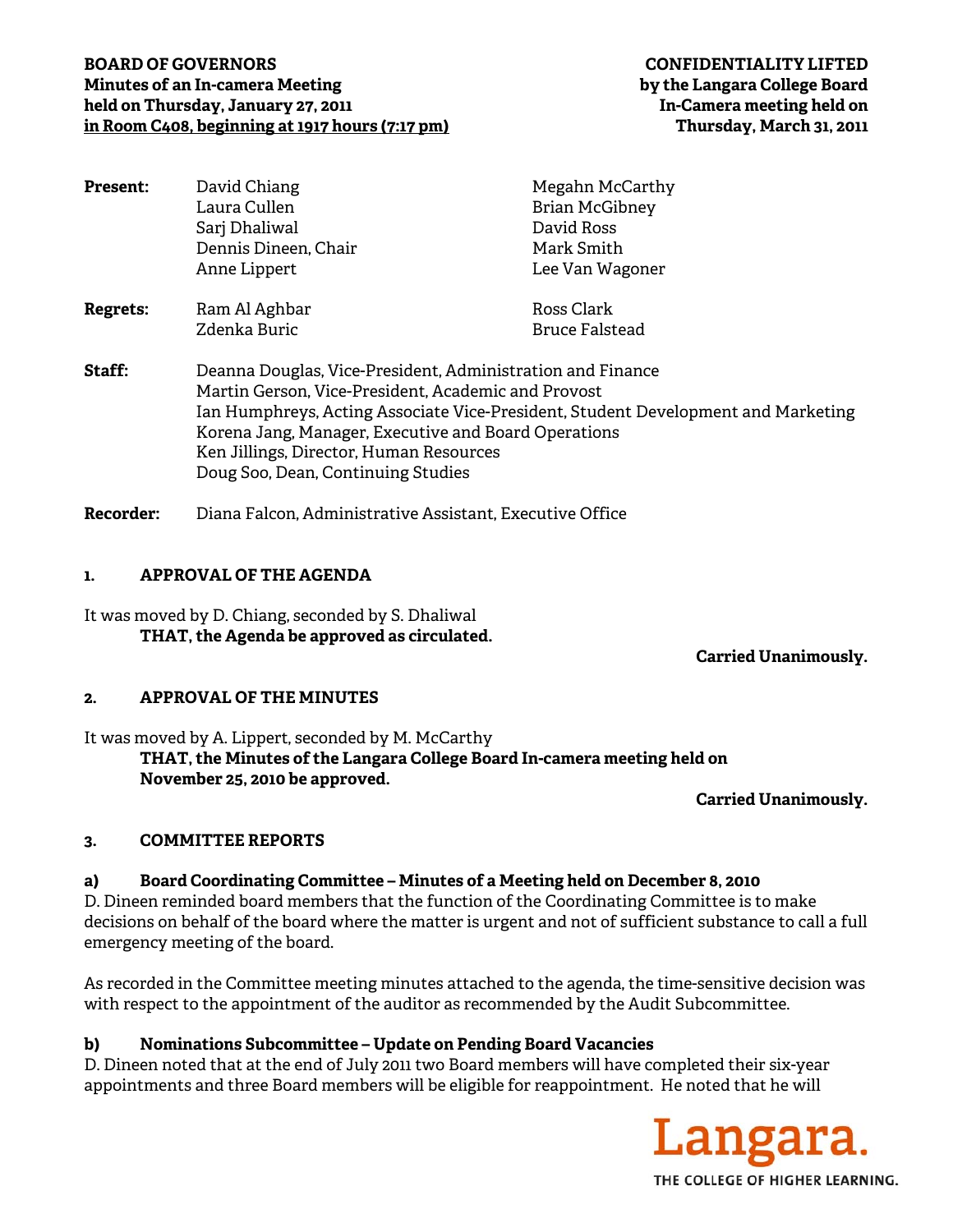**BOARD OF GOVERNORS**
**Minutes of an In-camera Meeting**
**held on Thursday, January 27, 2011**
**in Room C408, beginning at 1917 hours (7:17 pm)**

**CONFIDENTIALITY LIFTED**
**by the Langara College Board**
**In-Camera meeting held on**
**Thursday, March 31, 2011**

**Present:** David Chiang, Laura Cullen, Sarj Dhaliwal, Dennis Dineen, Chair, Anne Lippert, Megahn McCarthy, Brian McGibney, David Ross, Mark Smith, Lee Van Wagoner

**Regrets:** Ram Al Aghbar, Zdenka Buric, Ross Clark, Bruce Falstead

**Staff:**
Deanna Douglas, Vice-President, Administration and Finance
Martin Gerson, Vice-President, Academic and Provost
Ian Humphreys, Acting Associate Vice-President, Student Development and Marketing
Korena Jang, Manager, Executive and Board Operations
Ken Jillings, Director, Human Resources
Doug Soo, Dean, Continuing Studies

**Recorder:** Diana Falcon, Administrative Assistant, Executive Office

## 1. APPROVAL OF THE AGENDA

It was moved by D. Chiang, seconded by S. Dhaliwal

**THAT, the Agenda be approved as circulated.**

**Carried Unanimously.**

## 2. APPROVAL OF THE MINUTES

It was moved by A. Lippert, seconded by M. McCarthy

**THAT, the Minutes of the Langara College Board In-camera meeting held on November 25, 2010 be approved.**

**Carried Unanimously.**

## 3. COMMITTEE REPORTS

### a) Board Coordinating Committee – Minutes of a Meeting held on December 8, 2010

D. Dineen reminded board members that the function of the Coordinating Committee is to make decisions on behalf of the board where the matter is urgent and not of sufficient substance to call a full emergency meeting of the board.

As recorded in the Committee meeting minutes attached to the agenda, the time-sensitive decision was with respect to the appointment of the auditor as recommended by the Audit Subcommittee.

### b) Nominations Subcommittee – Update on Pending Board Vacancies

D. Dineen noted that at the end of July 2011 two Board members will have completed their six-year appointments and three Board members will be eligible for reappointment. He noted that he will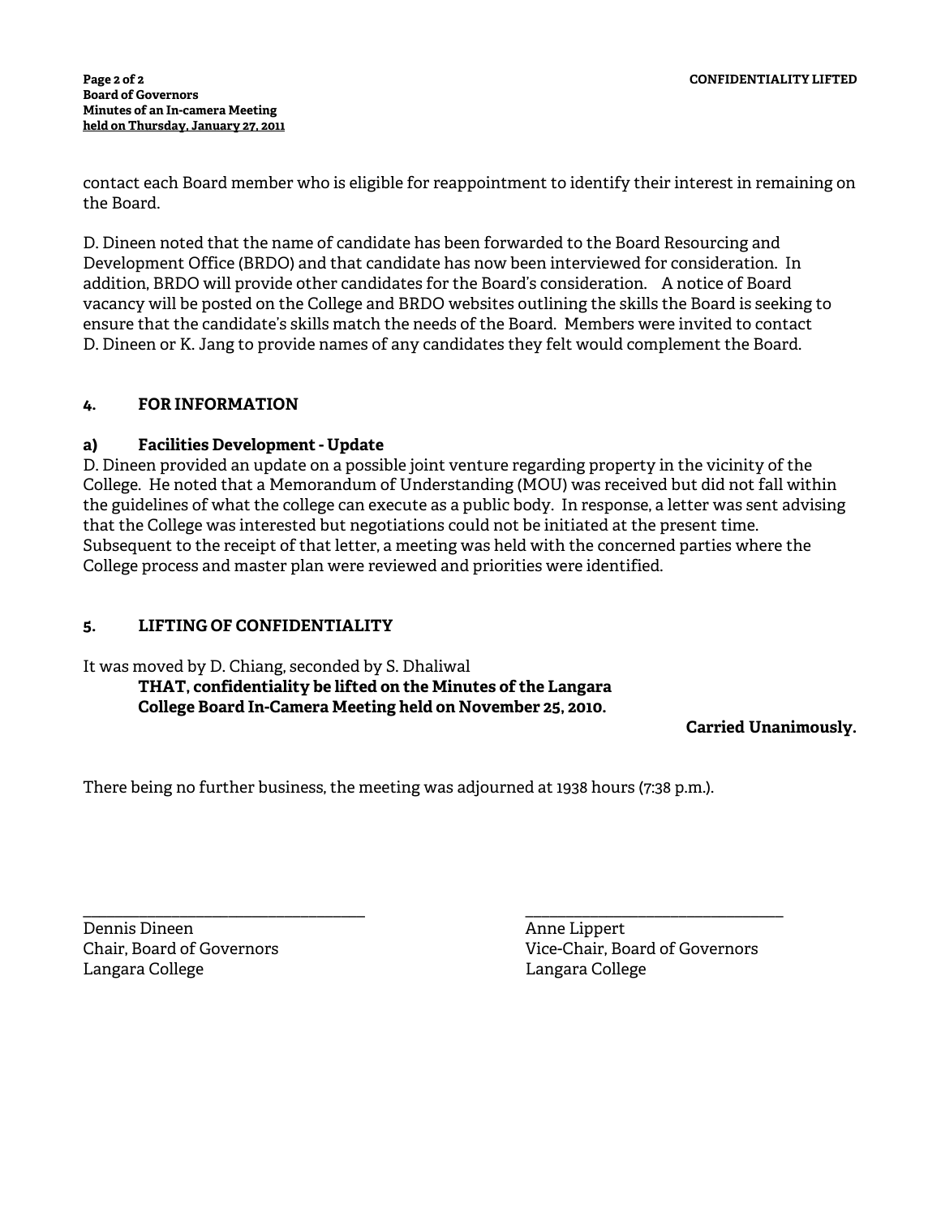contact each Board member who is eligible for reappointment to identify their interest in remaining on the Board.

D. Dineen noted that the name of candidate has been forwarded to the Board Resourcing and Development Office (BRDO) and that candidate has now been interviewed for consideration. In addition, BRDO will provide other candidates for the Board's consideration. A notice of Board vacancy will be posted on the College and BRDO websites outlining the skills the Board is seeking to ensure that the candidate's skills match the needs of the Board. Members were invited to contact D. Dineen or K. Jang to provide names of any candidates they felt would complement the Board.

## 4. FOR INFORMATION

### a) Facilities Development - Update

D. Dineen provided an update on a possible joint venture regarding property in the vicinity of the College. He noted that a Memorandum of Understanding (MOU) was received but did not fall within the guidelines of what the college can execute as a public body. In response, a letter was sent advising that the College was interested but negotiations could not be initiated at the present time. Subsequent to the receipt of that letter, a meeting was held with the concerned parties where the College process and master plan were reviewed and priorities were identified.

## 5. LIFTING OF CONFIDENTIALITY

It was moved by D. Chiang, seconded by S. Dhaliwal

**THAT, confidentiality be lifted on the Minutes of the Langara College Board In-Camera Meeting held on November 25, 2010.**

**Carried Unanimously.**

There being no further business, the meeting was adjourned at 1938 hours (7:38 p.m.).

\_\_\_\_\_\_\_\_\_\_\_\_\_\_\_\_\_\_\_\_\_\_\_\_\_\_\_\_\_\_
Dennis Dineen
Chair, Board of Governors
Langara College

\_\_\_\_\_\_\_\_\_\_\_\_\_\_\_\_\_\_\_\_\_\_\_\_\_\_\_\_\_\_
Anne Lippert
Vice-Chair, Board of Governors
Langara College